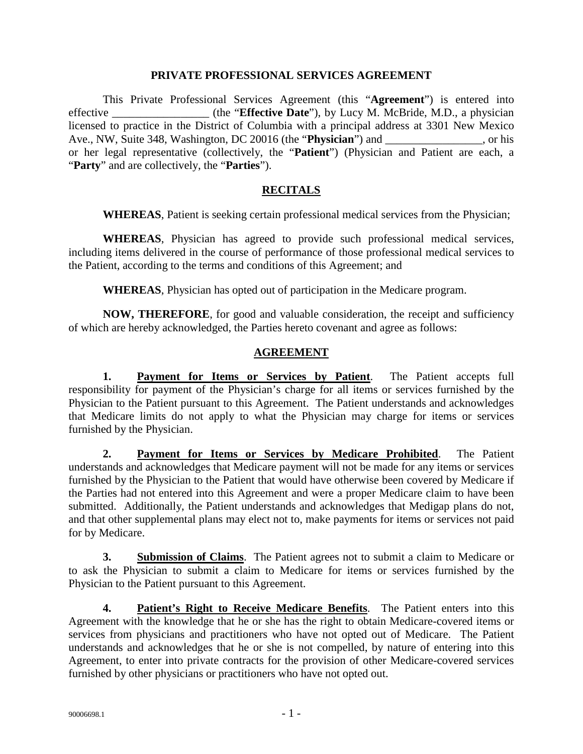# PRIVATE PROFESSIONAL SERVICES AGREEMENT

This Private Professional Services Agreement (this "**Agreement**") is entered into effective _________________ (the "**Effective Date**"), by Lucy M. McBride, M.D., a physician licensed to practice in the District of Columbia with a principal address at 3301 New Mexico Ave., NW, Suite 348, Washington, DC 20016 (the "**Physician**") and _________________, or his or her legal representative (collectively, the "**Patient**") (Physician and Patient are each, a "**Party**" and are collectively, the "**Parties**").

## RECITALS

**WHEREAS**, Patient is seeking certain professional medical services from the Physician;

**WHEREAS**, Physician has agreed to provide such professional medical services, including items delivered in the course of performance of those professional medical services to the Patient, according to the terms and conditions of this Agreement; and

**WHEREAS**, Physician has opted out of participation in the Medicare program.

**NOW, THEREFORE**, for good and valuable consideration, the receipt and sufficiency of which are hereby acknowledged, the Parties hereto covenant and agree as follows:

## AGREEMENT

**1. Payment for Items or Services by Patient**. The Patient accepts full responsibility for payment of the Physician's charge for all items or services furnished by the Physician to the Patient pursuant to this Agreement. The Patient understands and acknowledges that Medicare limits do not apply to what the Physician may charge for items or services furnished by the Physician.

**2. Payment for Items or Services by Medicare Prohibited**. The Patient understands and acknowledges that Medicare payment will not be made for any items or services furnished by the Physician to the Patient that would have otherwise been covered by Medicare if the Parties had not entered into this Agreement and were a proper Medicare claim to have been submitted. Additionally, the Patient understands and acknowledges that Medigap plans do not, and that other supplemental plans may elect not to, make payments for items or services not paid for by Medicare.

**3. Submission of Claims**. The Patient agrees not to submit a claim to Medicare or to ask the Physician to submit a claim to Medicare for items or services furnished by the Physician to the Patient pursuant to this Agreement.

**4. Patient's Right to Receive Medicare Benefits**. The Patient enters into this Agreement with the knowledge that he or she has the right to obtain Medicare-covered items or services from physicians and practitioners who have not opted out of Medicare. The Patient understands and acknowledges that he or she is not compelled, by nature of entering into this Agreement, to enter into private contracts for the provision of other Medicare-covered services furnished by other physicians or practitioners who have not opted out.

90006698.1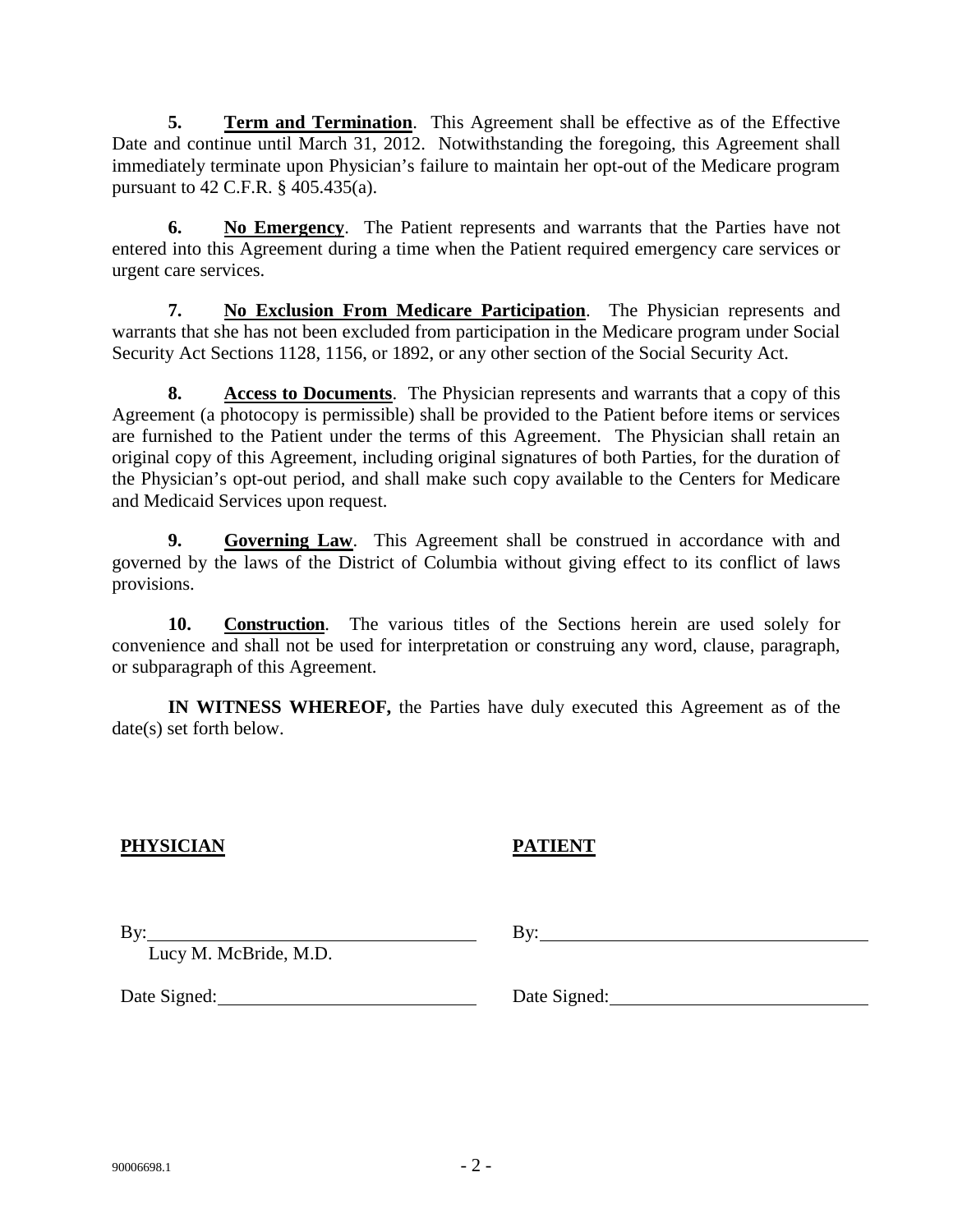**5. Term and Termination**. This Agreement shall be effective as of the Effective Date and continue until March 31, 2012. Notwithstanding the foregoing, this Agreement shall immediately terminate upon Physician's failure to maintain her opt-out of the Medicare program pursuant to 42 C.F.R. § 405.435(a).

**6. No Emergency**. The Patient represents and warrants that the Parties have not entered into this Agreement during a time when the Patient required emergency care services or urgent care services.

**7. No Exclusion From Medicare Participation**. The Physician represents and warrants that she has not been excluded from participation in the Medicare program under Social Security Act Sections 1128, 1156, or 1892, or any other section of the Social Security Act.

**8. Access to Documents**. The Physician represents and warrants that a copy of this Agreement (a photocopy is permissible) shall be provided to the Patient before items or services are furnished to the Patient under the terms of this Agreement. The Physician shall retain an original copy of this Agreement, including original signatures of both Parties, for the duration of the Physician's opt-out period, and shall make such copy available to the Centers for Medicare and Medicaid Services upon request.

**9. Governing Law**. This Agreement shall be construed in accordance with and governed by the laws of the District of Columbia without giving effect to its conflict of laws provisions.

**10. Construction**. The various titles of the Sections herein are used solely for convenience and shall not be used for interpretation or construing any word, clause, paragraph, or subparagraph of this Agreement.

**IN WITNESS WHEREOF,** the Parties have duly executed this Agreement as of the date(s) set forth below.

**PHYSICIAN**

By: ______________________________
Lucy M. McBride, M.D.

Date Signed: ______________________

**PATIENT**

By: ______________________________

Date Signed: ______________________

90006698.1